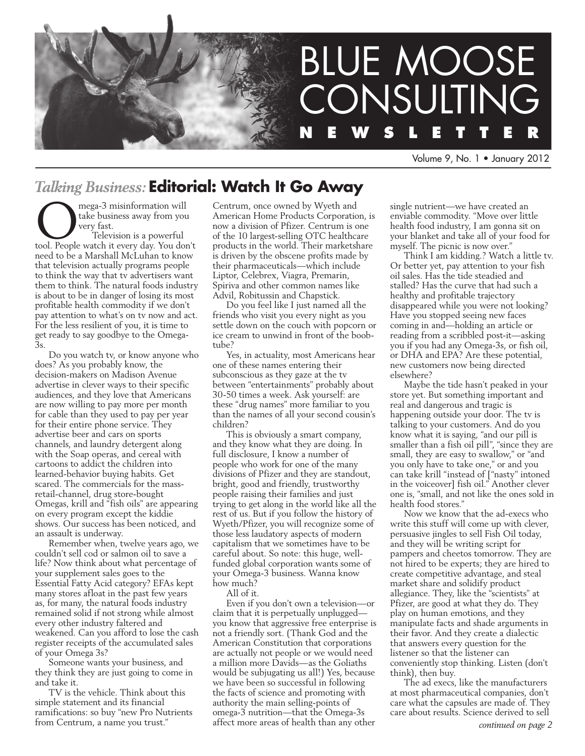# BLUE MOOSE CONSULTING NEWSLETTER

Volume 9, No. 1 • January 2012

## *Talking Business:* Editorial: Watch It Go Away

Omega-3 misinformation will take business away from you very fast.

Television is a powerful tool. People watch it every day. You don't need to be a Marshall McLuhan to know that television actually programs people to think the way that tv advertisers want them to think. The natural foods industry is about to be in danger of losing its most profitable health commodity if we don't pay attention to what's on tv now and act. For the less resilient of you, it is time to get ready to say goodbye to the Omega-3s.

Do you watch tv, or know anyone who does? As you probably know, the decision-makers on Madison Avenue advertise in clever ways to their specific audiences, and they love that Americans are now willing to pay more per month for cable than they used to pay per year for their entire phone service. They advertise beer and cars on sports channels, and laundry detergent along with the Soap operas, and cereal with cartoons to addict the children into learned-behavior buying habits. Get scared. The commercials for the mass-retail-channel, drug store-bought Omegas, krill and "fish oils" are appearing on every program except the kiddie shows. Our success has been noticed, and an assault is underway.

Remember when, twelve years ago, we couldn't sell cod or salmon oil to save a life? Now think about what percentage of your supplement sales goes to the Essential Fatty Acid category? EFAs kept many stores afloat in the past few years as, for many, the natural foods industry remained solid if not strong while almost every other industry faltered and weakened. Can you afford to lose the cash register receipts of the accumulated sales of your Omega 3s?

Someone wants your business, and they think they are just going to come in and take it.

TV is the vehicle. Think about this simple statement and its financial ramifications: so buy "new Pro Nutrients from Centrum, a name you trust."

Centrum, once owned by Wyeth and American Home Products Corporation, is now a division of Pfizer. Centrum is one of the 10 largest-selling OTC healthcare products in the world. Their marketshare is driven by the obscene profits made by their pharmaceuticals—which include Liptor, Celebrex, Viagra, Premarin, Spiriva and other common names like Advil, Robitussin and Chapstick.

Do you feel like I just named all the friends who visit you every night as you settle down on the couch with popcorn or ice cream to unwind in front of the boob-tube?

Yes, in actuality, most Americans hear one of these names entering their subconscious as they gaze at the tv between "entertainments" probably about 30-50 times a week. Ask yourself: are these "drug names" more familiar to you than the names of all your second cousin's children?

This is obviously a smart company, and they know what they are doing. In full disclosure, I know a number of people who work for one of the many divisions of Pfizer and they are standout, bright, good and friendly, trustworthy people raising their families and just trying to get along in the world like all the rest of us. But if you follow the history of Wyeth/Pfizer, you will recognize some of those less laudatory aspects of modern capitalism that we sometimes have to be careful about. So note: this huge, well-funded global corporation wants some of your Omega-3 business. Wanna know how much?

All of it.

Even if you don't own a television—or claim that it is perpetually unplugged—you know that aggressive free enterprise is not a friendly sort. (Thank God and the American Constitution that corporations are actually not people or we would need a million more Davids—as the Goliaths would be subjugating us all!) Yes, because we have been so successful in following the facts of science and promoting with authority the main selling-points of omega-3 nutrition—that the Omega-3s affect more areas of health than any other single nutrient—we have created an enviable commodity. "Move over little health food industry, I am gonna sit on your blanket and take all of your food for myself. The picnic is now over."

Think I am kidding.? Watch a little tv. Or better yet, pay attention to your fish oil sales. Has the tide steadied and stalled? Has the curve that had such a healthy and profitable trajectory disappeared while you were not looking? Have you stopped seeing new faces coming in and—holding an article or reading from a scribbled post-it—asking you if you had any Omega-3s, or fish oil, or DHA and EPA? Are these potential, new customers now being directed elsewhere?

Maybe the tide hasn't peaked in your store yet. But something important and real and dangerous and tragic is happening outside your door. The tv is talking to your customers. And do you know what it is saying, "and our pill is smaller than a fish oil pill", "since they are small, they are easy to swallow," or "and you only have to take one," or and you can take krill "instead of ["nasty" intoned in the voiceover] fish oil." Another clever one is, "small, and not like the ones sold in health food stores."

Now we know that the ad-execs who write this stuff will come up with clever, persuasive jingles to sell Fish Oil today, and they will be writing script for pampers and cheetos tomorrow. They are not hired to be experts; they are hired to create competitive advantage, and steal market share and solidify product allegiance. They, like the "scientists" at Pfizer, are good at what they do. They play on human emotions, and they manipulate facts and shade arguments in their favor. And they create a dialectic that answers every question for the listener so that the listener can conveniently stop thinking. Listen (don't think), then buy.

The ad execs, like the manufacturers at most pharmaceutical companies, don't care what the capsules are made of. They care about results. Science derived to sell

*continued on page 2*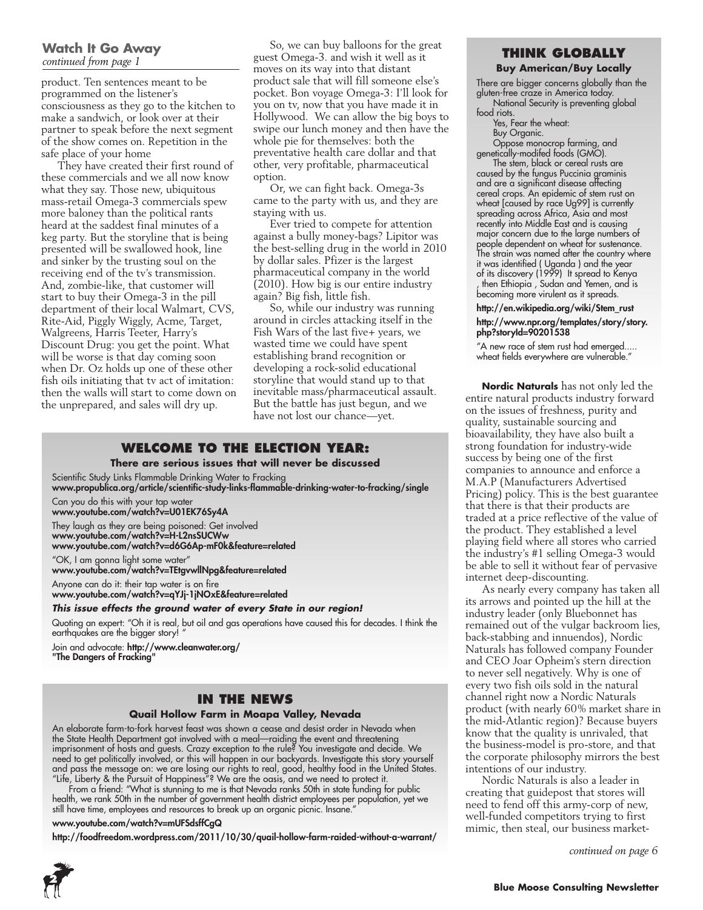## Watch It Go Away

*continued from page 1*

product. Ten sentences meant to be programmed on the listener's consciousness as they go to the kitchen to make a sandwich, or look over at their partner to speak before the next segment of the show comes on. Repetition in the safe place of your home

They have created their first round of these commercials and we all now know what they say. Those new, ubiquitous mass-retail Omega-3 commercials spew more baloney than the political rants heard at the saddest final minutes of a keg party. But the storyline that is being presented will be swallowed hook, line and sinker by the trusting soul on the receiving end of the tv's transmission. And, zombie-like, that customer will start to buy their Omega-3 in the pill department of their local Walmart, CVS, Rite-Aid, Piggly Wiggly, Acme, Target, Walgreens, Harris Teeter, Harry's Discount Drug: you get the point. What will be worse is that day coming soon when Dr. Oz holds up one of these other fish oils initiating that tv act of imitation: then the walls will start to come down on the unprepared, and sales will dry up.

So, we can buy balloons for the great guest Omega-3. and wish it well as it moves on its way into that distant product sale that will fill someone else's pocket. Bon voyage Omega-3: I'll look for you on tv, now that you have made it in Hollywood. We can allow the big boys to swipe our lunch money and then have the whole pie for themselves: both the preventative health care dollar and that other, very profitable, pharmaceutical option.

Or, we can fight back. Omega-3s came to the party with us, and they are staying with us.

Ever tried to compete for attention against a bully money-bags? Lipitor was the best-selling drug in the world in 2010 by dollar sales. Pfizer is the largest pharmaceutical company in the world (2010). How big is our entire industry again? Big fish, little fish.

So, while our industry was running around in circles attacking itself in the Fish Wars of the last five+ years, we wasted time we could have spent establishing brand recognition or developing a rock-solid educational storyline that would stand up to that inevitable mass/pharmaceutical assault. But the battle has just begun, and we have not lost our chance—yet.

## WELCOME TO THE ELECTION YEAR:

**There are serious issues that will never be discussed**

Scientific Study Links Flammable Drinking Water to Fracking
**www.propublica.org/article/scientific-study-links-flammable-drinking-water-to-fracking/single**

Can you do this with your tap water
**www.youtube.com/watch?v=U01EK76Sy4A**

They laugh as they are being poisoned: Get involved
**www.youtube.com/watch?v=H-L2nsSUCWw**
**www.youtube.com/watch?v=d6G6Ap-mF0k&feature=related**

"OK, I am gonna light some water"
**www.youtube.com/watch?v=TEtgvwllNpg&feature=related**

Anyone can do it: their tap water is on fire
**www.youtube.com/watch?v=qYJj-1jNOxE&feature=related**

***This issue effects the ground water of every State in our region!***

Quoting an expert: "Oh it is real, but oil and gas operations have caused this for decades. I think the earthquakes are the bigger story! "

Join and advocate: **http://www.cleanwater.org/**
**"The Dangers of Fracking"**

## IN THE NEWS

**Quail Hollow Farm in Moapa Valley, Nevada**

An elaborate farm-to-fork harvest feast was shown a cease and desist order in Nevada when the State Health Department got involved with a meal—raiding the event and threatening imprisonment of hosts and guests. Crazy exception to the rule? You investigate and decide. We need to get politically involved, or this will happen in our backyards. Investigate this story yourself and pass the message on: we are losing our rights to real, good, healthy food in the United States. "Life, Liberty & the Pursuit of Happiness"? We are the oasis, and we need to protect it.

From a friend: "What is stunning to me is that Nevada ranks 50th in state funding for public health, we rank 50th in the number of government health district employees per population, yet we still have time, employees and resources to break up an organic picnic. Insane."

**www.youtube.com/watch?v=mUFSdsffCgQ**

**http://foodfreedom.wordpress.com/2011/10/30/quail-hollow-farm-raided-without-a-warrant/**

## THINK GLOBALLY

**Buy American/Buy Locally**

There are bigger concerns globally than the gluten-free craze in America today.

National Security is preventing global food riots.

Yes, Fear the wheat:

Buy Organic.

Oppose monocrop farming, and genetically-modifed foods (GMO).

The stem, black or cereal rusts are caused by the fungus Puccinia graminis and are a significant disease affecting cereal crops. An epidemic of stem rust on wheat [caused by race Ug99] is currently spreading across Africa, Asia and most recently into Middle East and is causing major concern due to the large numbers of people dependent on wheat for sustenance. The strain was named after the country where it was identified ( Uganda ) and the year of its discovery (1999) It spread to Kenya , then Ethiopia , Sudan and Yemen, and is becoming more virulent as it spreads.

**http://en.wikipedia.org/wiki/Stem_rust**

**http://www.npr.org/templates/story/story.php?storyId=90201538**

"A new race of stem rust had emerged..... wheat fields everywhere are vulnerable."

**Nordic Naturals** has not only led the entire natural products industry forward on the issues of freshness, purity and quality, sustainable sourcing and bioavailability, they have also built a strong foundation for industry-wide success by being one of the first companies to announce and enforce a M.A.P (Manufacturers Advertised Pricing) policy. This is the best guarantee that there is that their products are traded at a price reflective of the value of the product. They established a level playing field where all stores who carried the industry's #1 selling Omega-3 would be able to sell it without fear of pervasive internet deep-discounting.

As nearly every company has taken all its arrows and pointed up the hill at the industry leader (only Bluebonnet has remained out of the vulgar backroom lies, back-stabbing and innuendos), Nordic Naturals has followed company Founder and CEO Joar Opheim's stern direction to never sell negatively. Why is one of every two fish oils sold in the natural channel right now a Nordic Naturals product (with nearly 60% market share in the mid-Atlantic region)? Because buyers know that the quality is unrivaled, that the business-model is pro-store, and that the corporate philosophy mirrors the best intentions of our industry.

Nordic Naturals is also a leader in creating that guidepost that stores will need to fend off this army-corp of new, well-funded competitors trying to first mimic, then steal, our business market-

*continued on page 6*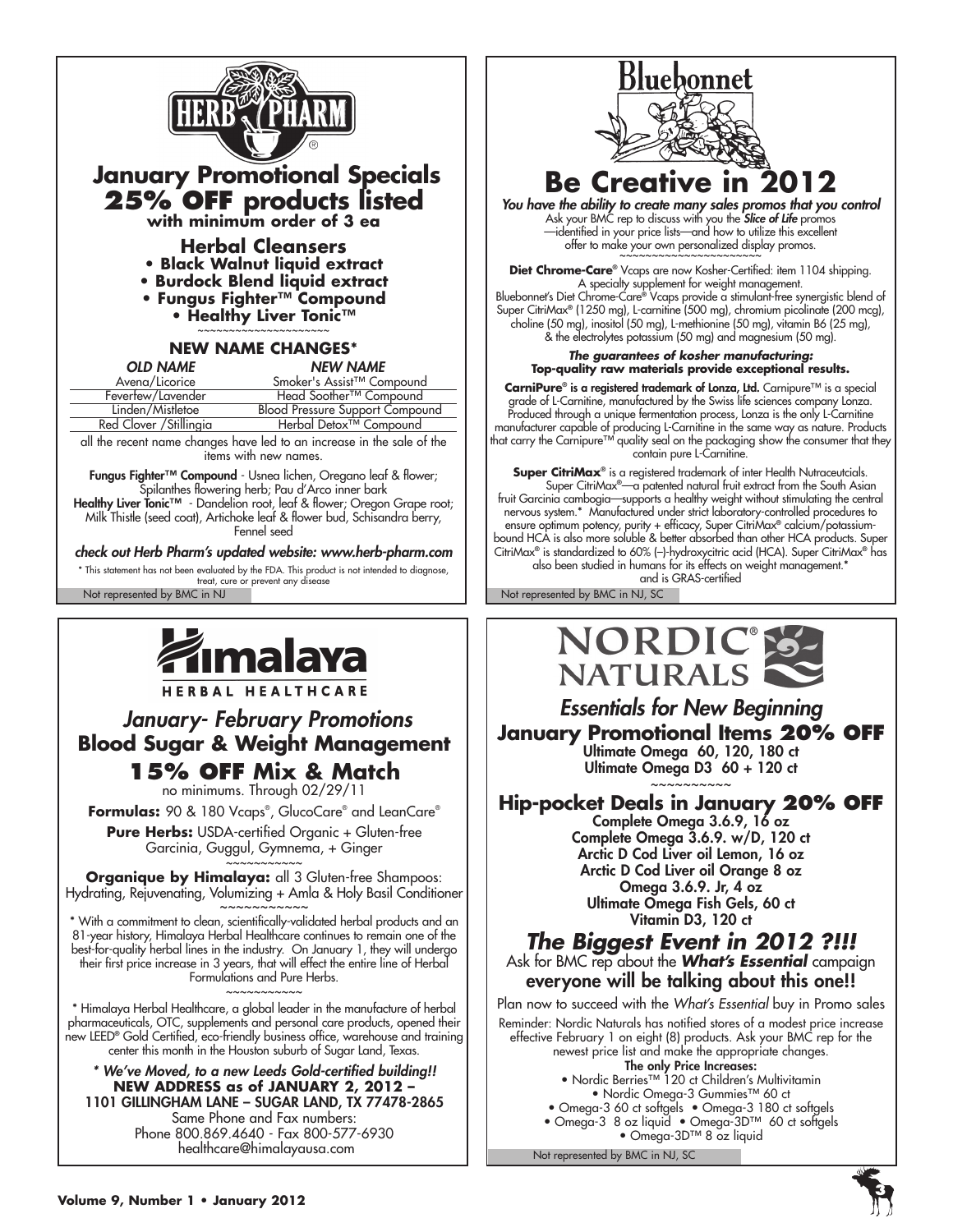# HERB PHARM

## January Promotional Specials
## 25% OFF products listed
**with minimum order of 3 ea**

### Herbal Cleansers
- **Black Walnut liquid extract**
- **Burdock Blend liquid extract**
- **Fungus Fighter™ Compound**
- **Healthy Liver Tonic™**

~~~~~~~~~~~~~~~~~~~~

### NEW NAME CHANGES*

| *OLD NAME* | *NEW NAME* |
|---|---|
| Avena/Licorice | Smoker's Assist™ Compound |
| Feverfew/Lavender | Head Soother™ Compound |
| Linden/Mistletoe | Blood Pressure Support Compound |
| Red Clover /Stillingia | Herbal Detox™ Compound |

all the recent name changes have led to an increase in the sale of the items with new names.

**Fungus Fighter™ Compound** - Usnea lichen, Oregano leaf & flower; Spilanthes flowering herb; Pau d'Arco inner bark

**Healthy Liver Tonic™** - Dandelion root, leaf & flower; Oregon Grape root; Milk Thistle (seed coat), Artichoke leaf & flower bud, Schisandra berry, Fennel seed

*check out Herb Pharm's updated website: www.herb-pharm.com*

* This statement has not been evaluated by the FDA. This product is not intended to diagnose, treat, cure or prevent any disease

Not represented by BMC in NJ

# Bluebonnet

## Be Creative in 2012

***You have the ability to create many sales promos that you control***

Ask your BMC rep to discuss with you the ***Slice of Life*** promos —identified in your price lists—and how to utilize this excellent offer to make your own personalized display promos.

~~~~~~~~~~~~~~~~~~~~

**Diet Chrome-Care®** Vcaps are now Kosher-Certified: item 1104 shipping. A specialty supplement for weight management.

Bluebonnet's Diet Chrome-Care® Vcaps provide a stimulant-free synergistic blend of Super CitriMax® (1250 mg), L-carnitine (500 mg), chromium picolinate (200 mcg), choline (50 mg), inositol (50 mg), L-methionine (50 mg), vitamin B6 (25 mg), & the electrolytes potassium (50 mg) and magnesium (50 mg).

***The guarantees of kosher manufacturing:***
**Top-quality raw materials provide exceptional results.**

**CarniPure® is a registered trademark of Lonza, Ltd.** Carnipure™ is a special grade of L-Carnitine, manufactured by the Swiss life sciences company Lonza. Produced through a unique fermentation process, Lonza is the only L-Carnitine manufacturer capable of producing L-Carnitine in the same way as nature. Products that carry the Carnipure™ quality seal on the packaging show the consumer that they contain pure L-Carnitine.

**Super CitriMax®** is a registered trademark of inter Health Nutraceutcials. Super CitriMax®—a patented natural fruit extract from the South Asian fruit Garcinia cambogia—supports a healthy weight without stimulating the central nervous system.* Manufactured under strict laboratory-controlled procedures to ensure optimum potency, purity + efficacy, Super CitriMax® calcium/potassium-bound HCA is also more soluble & better absorbed than other HCA products. Super CitriMax® is standardized to 60% (–)-hydroxycitric acid (HCA). Super CitriMax® has also been studied in humans for its effects on weight management.* and is GRAS-certified

Not represented by BMC in NJ, SC

# Himalaya
HERBAL HEALTHCARE

## *January- February Promotions*
## Blood Sugar & Weight Management
## 15% OFF Mix & Match

no minimums. Through 02/29/11

**Formulas:** 90 & 180 Vcaps®, GlucoCare® and LeanCare®

**Pure Herbs:** USDA-certified Organic + Gluten-free Garcinia, Guggul, Gymnema, + Ginger

~~~~~~~~~~~

**Organique by Himalaya:** all 3 Gluten-free Shampoos: Hydrating, Rejuvenating, Volumizing + Amla & Holy Basil Conditioner

~~~~~~~~~~~

* With a commitment to clean, scientifically-validated herbal products and an 81-year history, Himalaya Herbal Healthcare continues to remain one of the best-for-quality herbal lines in the industry. On January 1, they will undergo their first price increase in 3 years, that will effect the entire line of Herbal Formulations and Pure Herbs.

~~~~~~~~~~~

* Himalaya Herbal Healthcare, a global leader in the manufacture of herbal pharmaceuticals, OTC, supplements and personal care products, opened their new LEED® Gold Certified, eco-friendly business office, warehouse and training center this month in the Houston suburb of Sugar Land, Texas.

***\* We've Moved, to a new Leeds Gold-certified building!!***
**NEW ADDRESS as of JANUARY 2, 2012 –**
**1101 GILLINGHAM LANE – SUGAR LAND, TX 77478-2865**
Same Phone and Fax numbers:
Phone 800.869.4640 - Fax 800-577-6930
healthcare@himalayausa.com

# NORDIC® NATURALS

## *Essentials for New Beginning*
## January Promotional Items 20% OFF

**Ultimate Omega 60, 120, 180 ct**
**Ultimate Omega D3 60 + 120 ct**

~~~~~~~~~~

## Hip-pocket Deals in January 20% OFF

**Complete Omega 3.6.9, 16 oz**
**Complete Omega 3.6.9. w/D, 120 ct**
**Arctic D Cod Liver oil Lemon, 16 oz**
**Arctic D Cod Liver oil Orange 8 oz**
**Omega 3.6.9. Jr, 4 oz**
**Ultimate Omega Fish Gels, 60 ct**
**Vitamin D3, 120 ct**

## *The Biggest Event in 2012 ?!!!*

Ask for BMC rep about the ***What's Essential*** campaign
everyone will be talking about this one!!

Plan now to succeed with the *What's Essential* buy in Promo sales

Reminder: Nordic Naturals has notified stores of a modest price increase effective February 1 on eight (8) products. Ask your BMC rep for the newest price list and make the appropriate changes.

**The only Price Increases:**
- Nordic Berries™ 120 ct Children's Multivitamin
- Nordic Omega-3 Gummies™ 60 ct
- Omega-3 60 ct softgels
- Omega-3 180 ct softgels
- Omega-3 8 oz liquid
- Omega-3D™ 60 ct softgels
- Omega-3D™ 8 oz liquid

Not represented by BMC in NJ, SC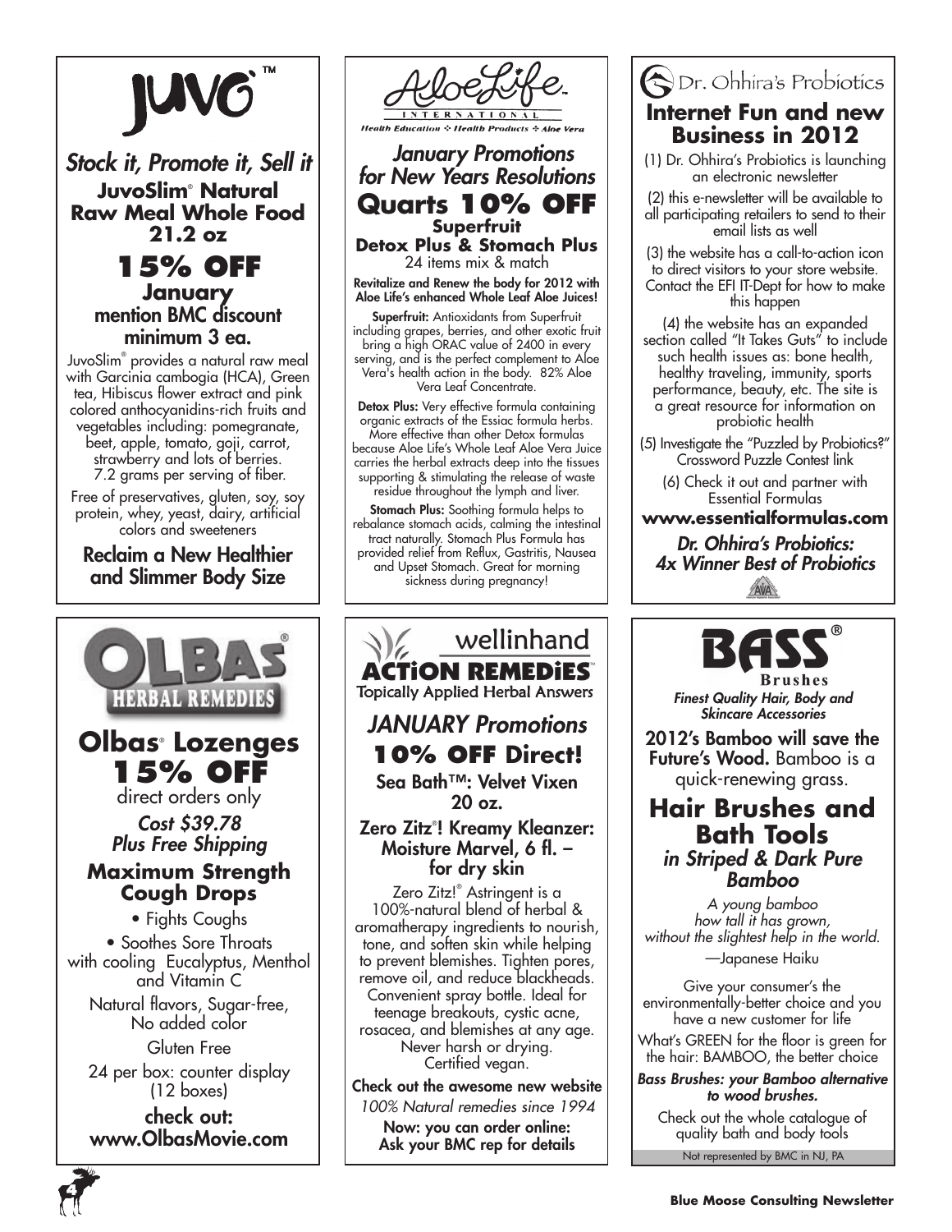## JUVO™

*Stock it, Promote it, Sell it*

**JuvoSlim® Natural Raw Meal Whole Food 21.2 oz**

### 15% OFF

**January**
**mention BMC discount minimum 3 ea.**

JuvoSlim® provides a natural raw meal with Garcinia cambogia (HCA), Green tea, Hibiscus flower extract and pink colored anthocyanidins-rich fruits and vegetables including: pomegranate, beet, apple, tomato, goji, carrot, strawberry and lots of berries. 7.2 grams per serving of fiber.

Free of preservatives, gluten, soy, soy protein, whey, yeast, dairy, artificial colors and sweeteners

**Reclaim a New Healthier and Slimmer Body Size**

---

## AloeLife™ International

Health Education ✣ Health Products ✣ Aloe Vera

*January Promotions for New Years Resolutions*

### Quarts 10% OFF

**Superfruit**
**Detox Plus & Stomach Plus**
24 items mix & match

**Revitalize and Renew the body for 2012 with Aloe Life's enhanced Whole Leaf Aloe Juices!**

**Superfruit:** Antioxidants from Superfruit including grapes, berries, and other exotic fruit bring a high ORAC value of 2400 in every serving, and is the perfect complement to Aloe Vera's health action in the body. 82% Aloe Vera Leaf Concentrate.

**Detox Plus:** Very effective formula containing organic extracts of the Essiac formula herbs. More effective than other Detox formulas because Aloe Life's Whole Leaf Aloe Vera Juice carries the herbal extracts deep into the tissues supporting & stimulating the release of waste residue throughout the lymph and liver.

**Stomach Plus:** Soothing formula helps to rebalance stomach acids, calming the intestinal tract naturally. Stomach Plus Formula has provided relief from Reflux, Gastritis, Nausea and Upset Stomach. Great for morning sickness during pregnancy!

---

## Dr. Ohhira's Probiotics

### Internet Fun and new Business in 2012

(1) Dr. Ohhira's Probiotics is launching an electronic newsletter

(2) this e-newsletter will be available to all participating retailers to send to their email lists as well

(3) the website has a call-to-action icon to direct visitors to your store website. Contact the EFI IT-Dept for how to make this happen

(4) the website has an expanded section called "It Takes Guts" to include such health issues as: bone health, healthy traveling, immunity, sports performance, beauty, etc. The site is a great resource for information on probiotic health

(5) Investigate the "Puzzled by Probiotics?" Crossword Puzzle Contest link

(6) Check it out and partner with Essential Formulas

**www.essentialformulas.com**

***Dr. Ohhira's Probiotics: 4x Winner Best of Probiotics***

---

## OLBAS® Herbal Remedies

### Olbas® Lozenges 15% OFF

direct orders only

***Cost $39.78 Plus Free Shipping***

**Maximum Strength Cough Drops**

- Fights Coughs
- Soothes Sore Throats

with cooling Eucalyptus, Menthol and Vitamin C

Natural flavors, Sugar-free, No added color

Gluten Free

24 per box: counter display (12 boxes)

**check out: www.OlbasMovie.com**

---

## wellinhand ACTiON REMEDiES™

Topically Applied Herbal Answers

*JANUARY Promotions*

### 10% OFF Direct!

**Sea Bath™: Velvet Vixen 20 oz.**

**Zero Zitz®! Kreamy Kleanzer: Moisture Marvel, 6 fl. – for dry skin**

Zero Zitz!® Astringent is a 100%-natural blend of herbal & aromatherapy ingredients to nourish, tone, and soften skin while helping to prevent blemishes. Tighten pores, remove oil, and reduce blackheads. Convenient spray bottle. Ideal for teenage breakouts, cystic acne, rosacea, and blemishes at any age. Never harsh or drying. Certified vegan.

**Check out the awesome new website**

*100% Natural remedies since 1994*

**Now: you can order online: Ask your BMC rep for details**

---

## BASS® Brushes

***Finest Quality Hair, Body and Skincare Accessories***

**2012's Bamboo will save the Future's Wood.** Bamboo is a quick-renewing grass.

### Hair Brushes and Bath Tools

***in Striped & Dark Pure Bamboo***

*A young bamboo*
*how tall it has grown,*
*without the slightest help in the world.*
—Japanese Haiku

Give your consumer's the environmentally-better choice and you have a new customer for life

What's GREEN for the floor is green for the hair: BAMBOO, the better choice

***Bass Brushes: your Bamboo alternative to wood brushes.***

Check out the whole catalogue of quality bath and body tools

Not represented by BMC in NJ, PA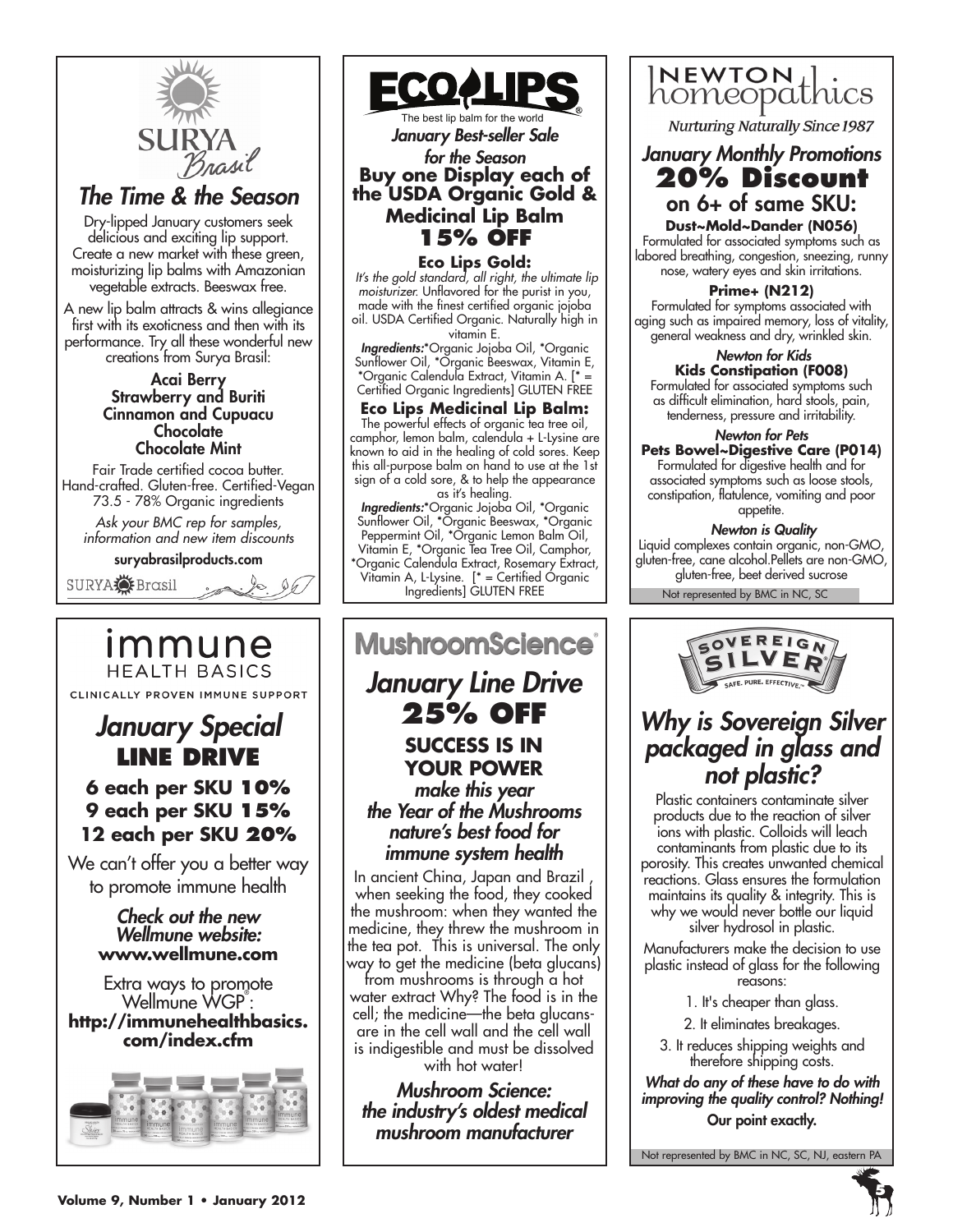# SURYA Brasil

## The Time & the Season

Dry-lipped January customers seek delicious and exciting lip support. Create a new market with these green, moisturizing lip balms with Amazonian vegetable extracts. Beeswax free.

A new lip balm attracts & wins allegiance first with its exoticness and then with its performance. Try all these wonderful new creations from Surya Brasil:

Acai Berry
Strawberry and Buriti
Cinnamon and Cupuacu
Chocolate
Chocolate Mint

Fair Trade certified cocoa butter. Hand-crafted. Gluten-free. Certified-Vegan 73.5 - 78% Organic ingredients

*Ask your BMC rep for samples, information and new item discounts*

**suryabrasilproducts.com**

SURYA Brasil

# ECO LIPS

The best lip balm for the world

***January Best-seller Sale for the Season***

**Buy one Display each of the USDA Organic Gold & Medicinal Lip Balm**

**15% OFF**

**Eco Lips Gold:**
*It's the gold standard, all right, the ultimate lip moisturizer.* Unflavored for the purist in you, made with the finest certified organic jojoba oil. USDA Certified Organic. Naturally high in vitamin E.
***Ingredients:****Organic Jojoba Oil, *Organic Sunflower Oil, *Organic Beeswax, Vitamin E, *Organic Calendula Extract, Vitamin A. [* = Certified Organic Ingredients] GLUTEN FREE

**Eco Lips Medicinal Lip Balm:**
The powerful effects of organic tea tree oil, camphor, lemon balm, calendula + L-Lysine are known to aid in the healing of cold sores. Keep this all-purpose balm on hand to use at the 1st sign of a cold sore, & to help the appearance as it's healing.
***Ingredients:****Organic Jojoba Oil, *Organic Sunflower Oil, *Organic Beeswax, *Organic Peppermint Oil, *Organic Lemon Balm Oil, Vitamin E, *Organic Tea Tree Oil, Camphor, *Organic Calendula Extract, Rosemary Extract, Vitamin A, L-Lysine. [* = Certified Organic Ingredients] GLUTEN FREE

# NEWTON homeopathics

*Nurturing Naturally Since 1987*

***January Monthly Promotions***

**20% Discount**

**on 6+ of same SKU:**

**Dust~Mold~Dander (N056)**
Formulated for associated symptoms such as labored breathing, congestion, sneezing, runny nose, watery eyes and skin irritations.

**Prime+ (N212)**
Formulated for symptoms associated with aging such as impaired memory, loss of vitality, general weakness and dry, wrinkled skin.

***Newton for Kids***
**Kids Constipation (F008)**
Formulated for associated symptoms such as difficult elimination, hard stools, pain, tenderness, pressure and irritability.

***Newton for Pets***
**Pets Bowel~Digestive Care (P014)**
Formulated for digestive health and for associated symptoms such as loose stools, constipation, flatulence, vomiting and poor appetite.

***Newton is Quality***
Liquid complexes contain organic, non-GMO, gluten-free, cane alcohol.Pellets are non-GMO, gluten-free, beet derived sucrose

Not represented by BMC in NC, SC

# immune HEALTH BASICS

CLINICALLY PROVEN IMMUNE SUPPORT

## *January Special*

**LINE DRIVE**

**6 each per SKU 10%**
**9 each per SKU 15%**
**12 each per SKU 20%**

We can't offer you a better way to promote immune health

***Check out the new Wellmune website:***
**www.wellmune.com**

Extra ways to promote Wellmune WGP®:
**http://immunehealthbasics.com/index.cfm**

# MushroomScience®

## *January Line Drive*

**25% OFF**

**SUCCESS IS IN YOUR POWER**

***make this year the Year of the Mushrooms nature's best food for immune system health***

In ancient China, Japan and Brazil , when seeking the food, they cooked the mushroom: when they wanted the medicine, they threw the mushroom in the tea pot. This is universal. The only way to get the medicine (beta glucans) from mushrooms is through a hot water extract Why? The food is in the cell; the medicine—the beta glucans- are in the cell wall and the cell wall is indigestible and must be dissolved with hot water!

***Mushroom Science: the industry's oldest medical mushroom manufacturer***

# SOVEREIGN SILVER

SAFE. PURE. EFFECTIVE.™

## *Why is Sovereign Silver packaged in glass and not plastic?*

Plastic containers contaminate silver products due to the reaction of silver ions with plastic. Colloids will leach contaminants from plastic due to its porosity. This creates unwanted chemical reactions. Glass ensures the formulation maintains its quality & integrity. This is why we would never bottle our liquid silver hydrosol in plastic.

Manufacturers make the decision to use plastic instead of glass for the following reasons:

1. It's cheaper than glass.
2. It eliminates breakages.
3. It reduces shipping weights and therefore shipping costs.

***What do any of these have to do with improving the quality control? Nothing!***

**Our point exactly.**

Not represented by BMC in NC, SC, NJ, eastern PA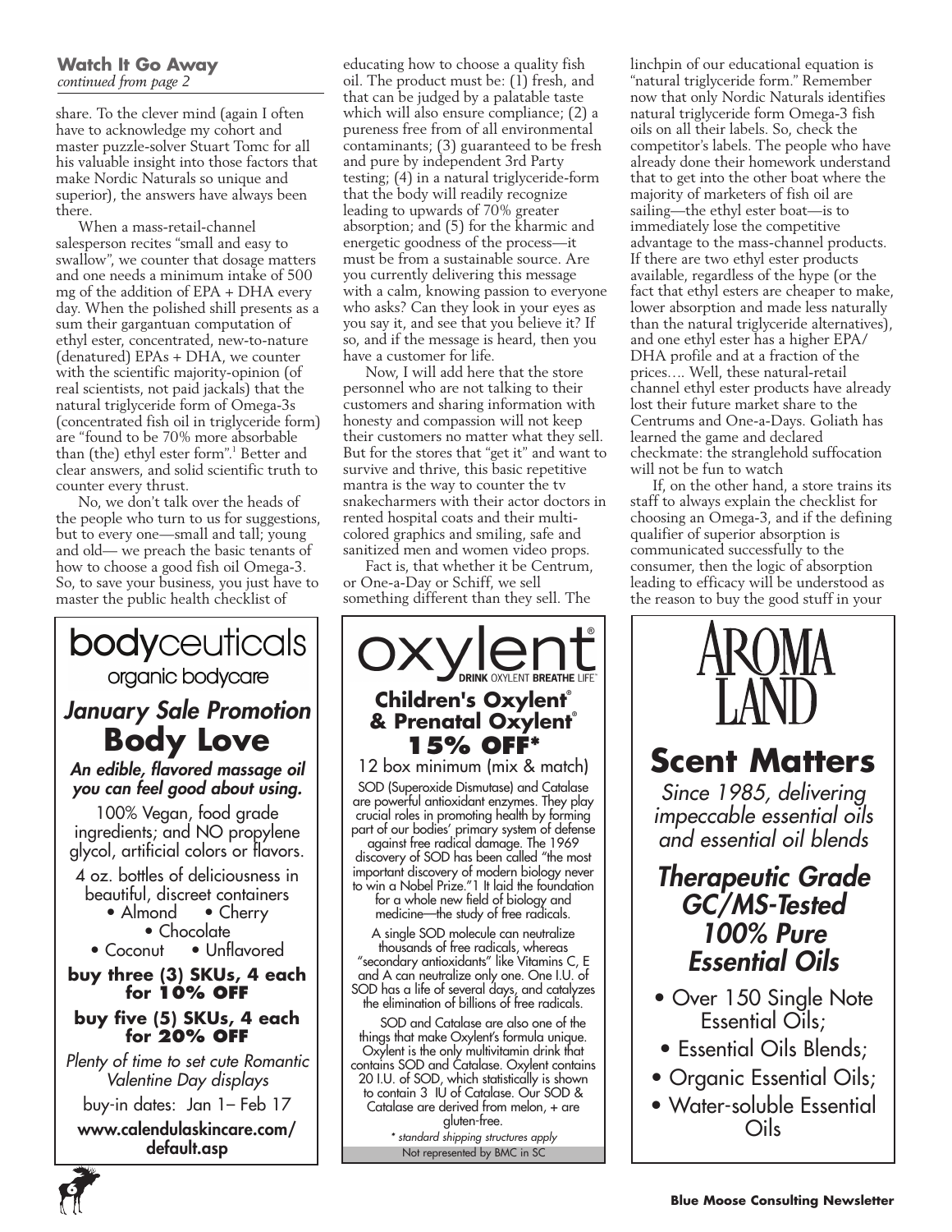### Watch It Go Away

*continued from page 2*

share. To the clever mind (again I often have to acknowledge my cohort and master puzzle-solver Stuart Tomc for all his valuable insight into those factors that make Nordic Naturals so unique and superior), the answers have always been there.

When a mass-retail-channel salesperson recites "small and easy to swallow", we counter that dosage matters and one needs a minimum intake of 500 mg of the addition of EPA + DHA every day. When the polished shill presents as a sum their gargantuan computation of ethyl ester, concentrated, new-to-nature (denatured) EPAs + DHA, we counter with the scientific majority-opinion (of real scientists, not paid jackals) that the natural triglyceride form of Omega-3s (concentrated fish oil in triglyceride form) are "found to be 70% more absorbable than (the) ethyl ester form".[1] Better and clear answers, and solid scientific truth to counter every thrust.

No, we don't talk over the heads of the people who turn to us for suggestions, but to every one—small and tall; young and old— we preach the basic tenants of how to choose a good fish oil Omega-3. So, to save your business, you just have to master the public health checklist of educating how to choose a quality fish oil. The product must be: (1) fresh, and that can be judged by a palatable taste which will also ensure compliance; (2) a pureness free from of all environmental contaminants; (3) guaranteed to be fresh and pure by independent 3rd Party testing; (4) in a natural triglyceride-form that the body will readily recognize leading to upwards of 70% greater absorption; and (5) for the kharmic and energetic goodness of the process—it must be from a sustainable source. Are you currently delivering this message with a calm, knowing passion to everyone who asks? Can they look in your eyes as you say it, and see that you believe it? If so, and if the message is heard, then you have a customer for life.

Now, I will add here that the store personnel who are not talking to their customers and sharing information with honesty and compassion will not keep their customers no matter what they sell. But for the stores that "get it" and want to survive and thrive, this basic repetitive mantra is the way to counter the tv snakecharmers with their actor doctors in rented hospital coats and their multi-colored graphics and smiling, safe and sanitized men and women video props.

Fact is, that whether it be Centrum, or One-a-Day or Schiff, we sell something different than they sell. The linchpin of our educational equation is "natural triglyceride form." Remember now that only Nordic Naturals identifies natural triglyceride form Omega-3 fish oils on all their labels. So, check the competitor's labels. The people who have already done their homework understand that to get into the other boat where the majority of marketers of fish oil are sailing—the ethyl ester boat—is to immediately lose the competitive advantage to the mass-channel products. If there are two ethyl ester products available, regardless of the hype (or the fact that ethyl esters are cheaper to make, lower absorption and made less naturally than the natural triglyceride alternatives), and one ethyl ester has a higher EPA/DHA profile and at a fraction of the prices…. Well, these natural-retail channel ethyl ester products have already lost their future market share to the Centrums and One-a-Days. Goliath has learned the game and declared checkmate: the stranglehold suffocation will not be fun to watch

If, on the other hand, a store trains its staff to always explain the checklist for choosing an Omega-3, and if the defining qualifier of superior absorption is communicated successfully to the consumer, then the logic of absorption leading to efficacy will be understood as the reason to buy the good stuff in your

---

**bodyceuticals**
organic bodycare

## *January Sale Promotion*
## **Body Love**

***An edible, flavored massage oil you can feel good about using.***

100% Vegan, food grade ingredients; and NO propylene glycol, artificial colors or flavors.

4 oz. bottles of deliciousness in beautiful, discreet containers

- Almond
- Cherry
- Chocolate
- Coconut
- Unflavored

**buy three (3) SKUs, 4 each for 10% OFF**

**buy five (5) SKUs, 4 each for 20% OFF**

*Plenty of time to set cute Romantic Valentine Day displays*

buy-in dates: Jan 1– Feb 17

**www.calendulaskincare.com/default.asp**

---

**oxylent®**
DRINK OXYLENT BREATHE LIFE™

## **Children's Oxylent® & Prenatal Oxylent®**
## **15% OFF***

12 box minimum (mix & match)

SOD (Superoxide Dismutase) and Catalase are powerful antioxidant enzymes. They play crucial roles in promoting health by forming part of our bodies' primary system of defense against free radical damage. The 1969 discovery of SOD has been called "the most important discovery of modern biology never to win a Nobel Prize."1 It laid the foundation for a whole new field of biology and medicine—the study of free radicals.

A single SOD molecule can neutralize thousands of free radicals, whereas "secondary antioxidants" like Vitamins C, E and A can neutralize only one. One I.U. of SOD has a life of several days, and catalyzes the elimination of billions of free radicals.

SOD and Catalase are also one of the things that make Oxylent's formula unique. Oxylent is the only multivitamin drink that contains SOD and Catalase. Oxylent contains 20 I.U. of SOD, which statistically is shown to contain 3 IU of Catalase. Our SOD & Catalase are derived from melon, + are gluten-free.

*\* standard shipping structures apply*

Not represented by BMC in SC

---

**AROMA LAND**

## **Scent Matters**

*Since 1985, delivering impeccable essential oils and essential oil blends*

### ***Therapeutic Grade GC/MS-Tested 100% Pure Essential Oils***

- Over 150 Single Note Essential Oils;
- Essential Oils Blends;
- Organic Essential Oils;
- Water-soluble Essential Oils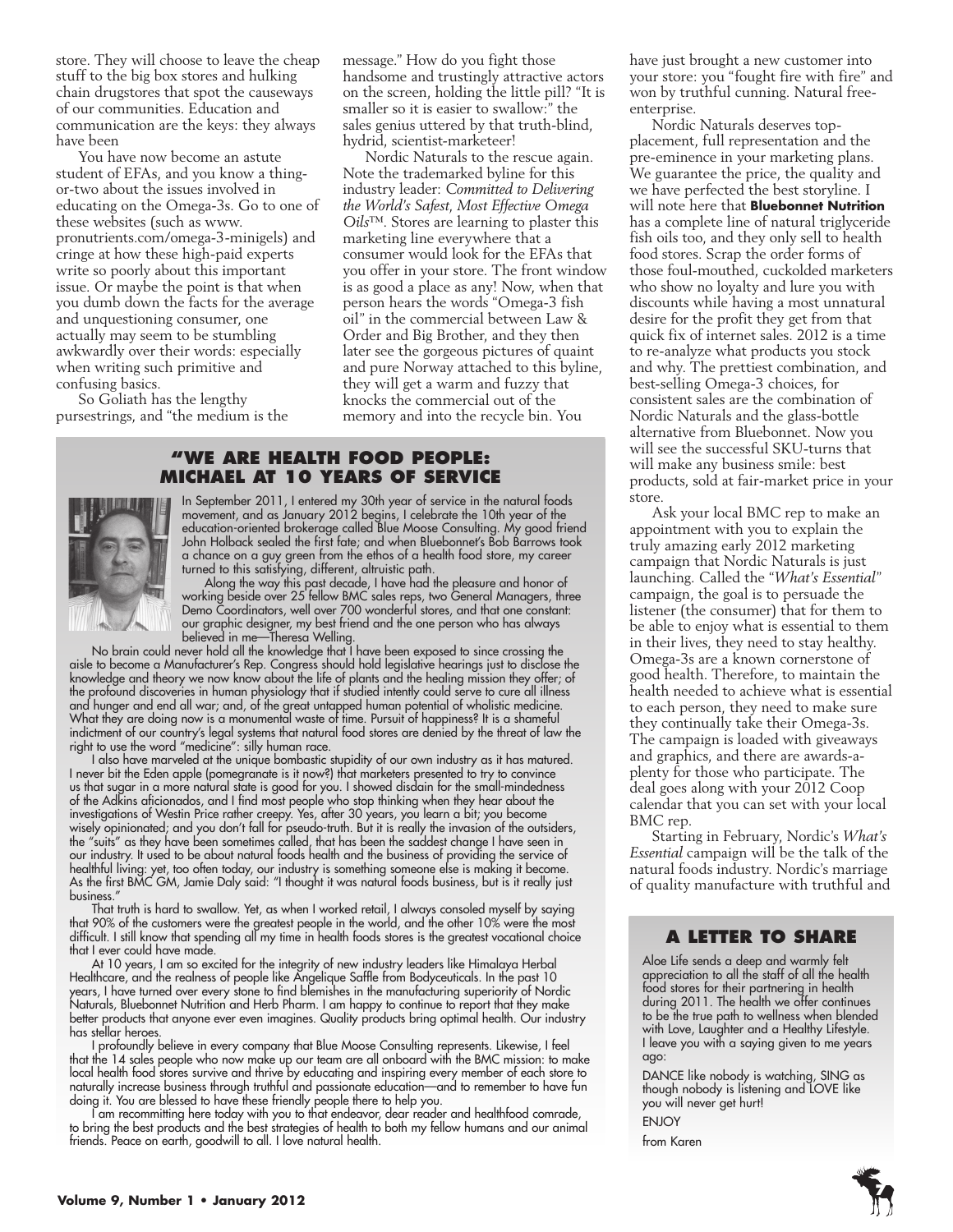store. They will choose to leave the cheap stuff to the big box stores and hulking chain drugstores that spot the causeways of our communities. Education and communication are the keys: they always have been

You have now become an astute student of EFAs, and you know a thing-or-two about the issues involved in educating on the Omega-3s. Go to one of these websites (such as www.pronutrients.com/omega-3-minigels) and cringe at how these high-paid experts write so poorly about this important issue. Or maybe the point is that when you dumb down the facts for the average and unquestioning consumer, one actually may seem to be stumbling awkwardly over their words: especially when writing such primitive and confusing basics.

So Goliath has the lengthy pursestrings, and "the medium is the message." How do you fight those handsome and trustingly attractive actors on the screen, holding the little pill? "It is smaller so it is easier to swallow:" the sales genius uttered by that truth-blind, hydrid, scientist-marketeer!

Nordic Naturals to the rescue again. Note the trademarked byline for this industry leader: *Committed to Delivering the World's Safest, Most Effective Omega Oils*™. Stores are learning to plaster this marketing line everywhere that a consumer would look for the EFAs that you offer in your store. The front window is as good a place as any! Now, when that person hears the words "Omega-3 fish oil" in the commercial between Law & Order and Big Brother, and they then later see the gorgeous pictures of quaint and pure Norway attached to this byline, they will get a warm and fuzzy that knocks the commercial out of the memory and into the recycle bin. You have just brought a new customer into your store: you "fought fire with fire" and won by truthful cunning. Natural free-enterprise.

Nordic Naturals deserves top-placement, full representation and the pre-eminence in your marketing plans. We guarantee the price, the quality and we have perfected the best storyline. I will note here that **Bluebonnet Nutrition** has a complete line of natural triglyceride fish oils too, and they only sell to health food stores. Scrap the order forms of those foul-mouthed, cuckolded marketers who show no loyalty and lure you with discounts while having a most unnatural desire for the profit they get from that quick fix of internet sales. 2012 is a time to re-analyze what products you stock and why. The prettiest combination, and best-selling Omega-3 choices, for consistent sales are the combination of Nordic Naturals and the glass-bottle alternative from Bluebonnet. Now you will see the successful SKU-turns that will make any business smile: best products, sold at fair-market price in your store.

Ask your local BMC rep to make an appointment with you to explain the truly amazing early 2012 marketing campaign that Nordic Naturals is just launching. Called the "*What's Essential*" campaign, the goal is to persuade the listener (the consumer) that for them to be able to enjoy what is essential to them in their lives, they need to stay healthy. Omega-3s are a known cornerstone of good health. Therefore, to maintain the health needed to achieve what is essential to each person, they need to make sure they continually take their Omega-3s. The campaign is loaded with giveaways and graphics, and there are awards-a-plenty for those who participate. The deal goes along with your 2012 Coop calendar that you can set with your local BMC rep.

Starting in February, Nordic's *What's Essential* campaign will be the talk of the natural foods industry. Nordic's marriage of quality manufacture with truthful and

## "We Are Health Food People: Michael at 10 Years of Service

In September 2011, I entered my 30th year of service in the natural foods movement, and as January 2012 begins, I celebrate the 10th year of the education-oriented brokerage called Blue Moose Consulting. My good friend John Holback sealed the first fate; and when Bluebonnet's Bob Barrows took a chance on a guy green from the ethos of a health food store, my career turned to this satisfying, different, altruistic path.

Along the way this past decade, I have had the pleasure and honor of working beside over 25 fellow BMC sales reps, two General Managers, three Demo Coordinators, well over 700 wonderful stores, and that one constant: our graphic designer, my best friend and the one person who has always believed in me—Theresa Welling.

No brain could never hold all the knowledge that I have been exposed to since crossing the aisle to become a Manufacturer's Rep. Congress should hold legislative hearings just to disclose the knowledge and theory we now know about the life of plants and the healing mission they offer; of the profound discoveries in human physiology that if studied intently could serve to cure all illness and hunger and end all war; and, of the great untapped human potential of wholistic medicine. What they are doing now is a monumental waste of time. Pursuit of happiness? It is a shameful indictment of our country's legal systems that natural food stores are denied by the threat of law the right to use the word "medicine": silly human race.

I also have marveled at the unique bombastic stupidity of our own industry as it has matured. I never bit the Eden apple (pomegranate is it now?) that marketers presented to try to convince us that sugar in a more natural state is good for you. I showed disdain for the small-mindedness of the Adkins aficionados, and I find most people who stop thinking when they hear about the investigations of Westin Price rather creepy. Yes, after 30 years, you learn a bit; you become wisely opinionated; and you don't fall for pseudo-truth. But it is really the invasion of the outsiders, the "suits" as they have been sometimes called, that has been the saddest change I have seen in our industry. It used to be about natural foods health and the business of providing the service of healthful living: yet, too often today, our industry is something someone else is making it become. As the first BMC GM, Jamie Daly said: "I thought it was natural foods business, but is it really just business."

That truth is hard to swallow. Yet, as when I worked retail, I always consoled myself by saying that 90% of the customers were the greatest people in the world, and the other 10% were the most difficult. I still know that spending all my time in health foods stores is the greatest vocational choice that I ever could have made.

At 10 years, I am so excited for the integrity of new industry leaders like Himalaya Herbal Healthcare, and the realness of people like Angelique Saffle from Bodyceuticals. In the past 10 years, I have turned over every stone to find blemishes in the manufacturing superiority of Nordic Naturals, Bluebonnet Nutrition and Herb Pharm. I am happy to continue to report that they make better products that anyone ever even imagines. Quality products bring optimal health. Our industry has stellar heroes.

I profoundly believe in every company that Blue Moose Consulting represents. Likewise, I feel that the 14 sales people who now make up our team are all onboard with the BMC mission: to make local health food stores survive and thrive by educating and inspiring every member of each store to naturally increase business through truthful and passionate education—and to remember to have fun doing it. You are blessed to have these friendly people there to help you.

I am recommitting here today with you to that endeavor, dear reader and healthfood comrade, to bring the best products and the best strategies of health to both my fellow humans and our animal friends. Peace on earth, goodwill to all. I love natural health.

## A Letter to Share

Aloe Life sends a deep and warmly felt appreciation to all the staff of all the health food stores for their partnering in health during 2011. The health we offer continues to be the true path to wellness when blended with Love, Laughter and a Healthy Lifestyle. I leave you with a saying given to me years ago:

DANCE like nobody is watching, SING as though nobody is listening and LOVE like you will never get hurt!

ENJOY

from Karen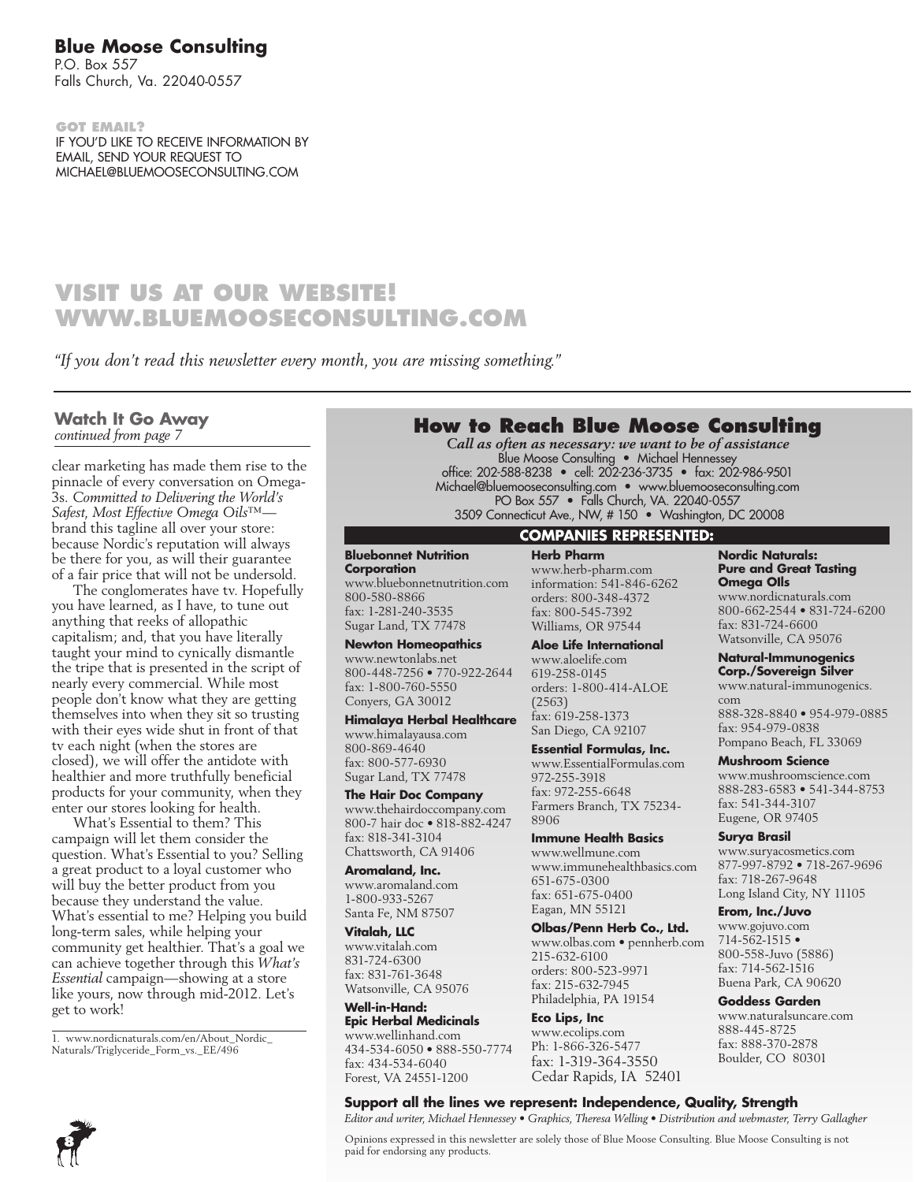**Blue Moose Consulting**
P.O. Box 557
Falls Church, Va. 22040-0557

**GOT EMAIL?**
IF YOU'D LIKE TO RECEIVE INFORMATION BY EMAIL, SEND YOUR REQUEST TO MICHAEL@BLUEMOOSECONSULTING.COM

## VISIT US AT OUR WEBSITE! WWW.BLUEMOOSECONSULTING.COM

*"If you don't read this newsletter every month, you are missing something."*

### Watch It Go Away
*continued from page 7*

clear marketing has made them rise to the pinnacle of every conversation on Omega-3s. *Committed to Delivering the World's Safest, Most Effective Omega Oils*™—brand this tagline all over your store: because Nordic's reputation will always be there for you, as will their guarantee of a fair price that will not be undersold.

The conglomerates have tv. Hopefully you have learned, as I have, to tune out anything that reeks of allopathic capitalism; and, that you have literally taught your mind to cynically dismantle the tripe that is presented in the script of nearly every commercial. While most people don't know what they are getting themselves into when they sit so trusting with their eyes wide shut in front of that tv each night (when the stores are closed), we will offer the antidote with healthier and more truthfully beneficial products for your community, when they enter our stores looking for health.

What's Essential to them? This campaign will let them consider the question. What's Essential to you? Selling a great product to a loyal customer who will buy the better product from you because they understand the value. What's essential to me? Helping you build long-term sales, while helping your community get healthier. That's a goal we can achieve together through this *What's Essential* campaign—showing at a store like yours, now through mid-2012. Let's get to work!

1. www.nordicnaturals.com/en/About_Nordic_Naturals/Triglyceride_Form_vs._EE/496

## How to Reach Blue Moose Consulting

*Call as often as necessary: we want to be of assistance*
Blue Moose Consulting • Michael Hennessey
office: 202-588-8238 • cell: 202-236-3735 • fax: 202-986-9501
Michael@bluemooseconsulting.com • www.bluemooseconsulting.com
PO Box 557 • Falls Church, VA. 22040-0557
3509 Connecticut Ave., NW, # 150 • Washington, DC 20008

### COMPANIES REPRESENTED:

**Bluebonnet Nutrition Corporation**
www.bluebonnetnutrition.com
800-580-8866
fax: 1-281-240-3535
Sugar Land, TX 77478

**Newton Homeopathics**
www.newtonlabs.net
800-448-7256 • 770-922-2644
fax: 1-800-760-5550
Conyers, GA 30012

**Himalaya Herbal Healthcare**
www.himalayausa.com
800-869-4640
fax: 800-577-6930
Sugar Land, TX 77478

**The Hair Doc Company**
www.thehairdoccompany.com
800-7 hair doc • 818-882-4247
fax: 818-341-3104
Chattsworth, CA 91406

**Aromaland, Inc.**
www.aromaland.com
1-800-933-5267
Santa Fe, NM 87507

**Vitalah, LLC**
www.vitalah.com
831-724-6300
fax: 831-761-3648
Watsonville, CA 95076

**Well-in-Hand: Epic Herbal Medicinals**
www.wellinhand.com
434-534-6050 • 888-550-7774
fax: 434-534-6040
Forest, VA 24551-1200

**Herb Pharm**
www.herb-pharm.com
information: 541-846-6262
orders: 800-348-4372
fax: 800-545-7392
Williams, OR 97544

**Aloe Life International**
www.aloelife.com
619-258-0145
orders: 1-800-414-ALOE (2563)
fax: 619-258-1373
San Diego, CA 92107

**Essential Formulas, Inc.**
www.EssentialFormulas.com
972-255-3918
fax: 972-255-6648
Farmers Branch, TX 75234-8906

**Immune Health Basics**
www.wellmune.com
www.immunehealthbasics.com
651-675-0300
fax: 651-675-0400
Eagan, MN 55121

**Olbas/Penn Herb Co., Ltd.**
www.olbas.com • pennherb.com
215-632-6100
orders: 800-523-9971
fax: 215-632-7945
Philadelphia, PA 19154

**Eco Lips, Inc**
www.ecolips.com
Ph: 1-866-326-5477
fax: 1-319-364-3550
Cedar Rapids, IA 52401

**Nordic Naturals: Pure and Great Tasting Omega Oils**
www.nordicnaturals.com
800-662-2544 • 831-724-6200
fax: 831-724-6600
Watsonville, CA 95076

**Natural-Immunogenics Corp./Sovereign Silver**
www.natural-immunogenics.com
888-328-8840 • 954-979-0885
fax: 954-979-0838
Pompano Beach, FL 33069

**Mushroom Science**
www.mushroomscience.com
888-283-6583 • 541-344-8753
fax: 541-344-3107
Eugene, OR 97405

**Surya Brasil**
www.suryacosmetics.com
877-997-8792 • 718-267-9696
fax: 718-267-9648
Long Island City, NY 11105

**Erom, Inc./Juvo**
www.gojuvo.com
714-562-1515 •
800-558-Juvo (5886)
fax: 714-562-1516
Buena Park, CA 90620

**Goddess Garden**
www.naturalsuncare.com
888-445-8725
fax: 888-370-2878
Boulder, CO 80301

**Support all the lines we represent: Independence, Quality, Strength**

*Editor and writer, Michael Hennessey • Graphics, Theresa Welling • Distribution and webmaster, Terry Gallagher*

Opinions expressed in this newsletter are solely those of Blue Moose Consulting. Blue Moose Consulting is not paid for endorsing any products.